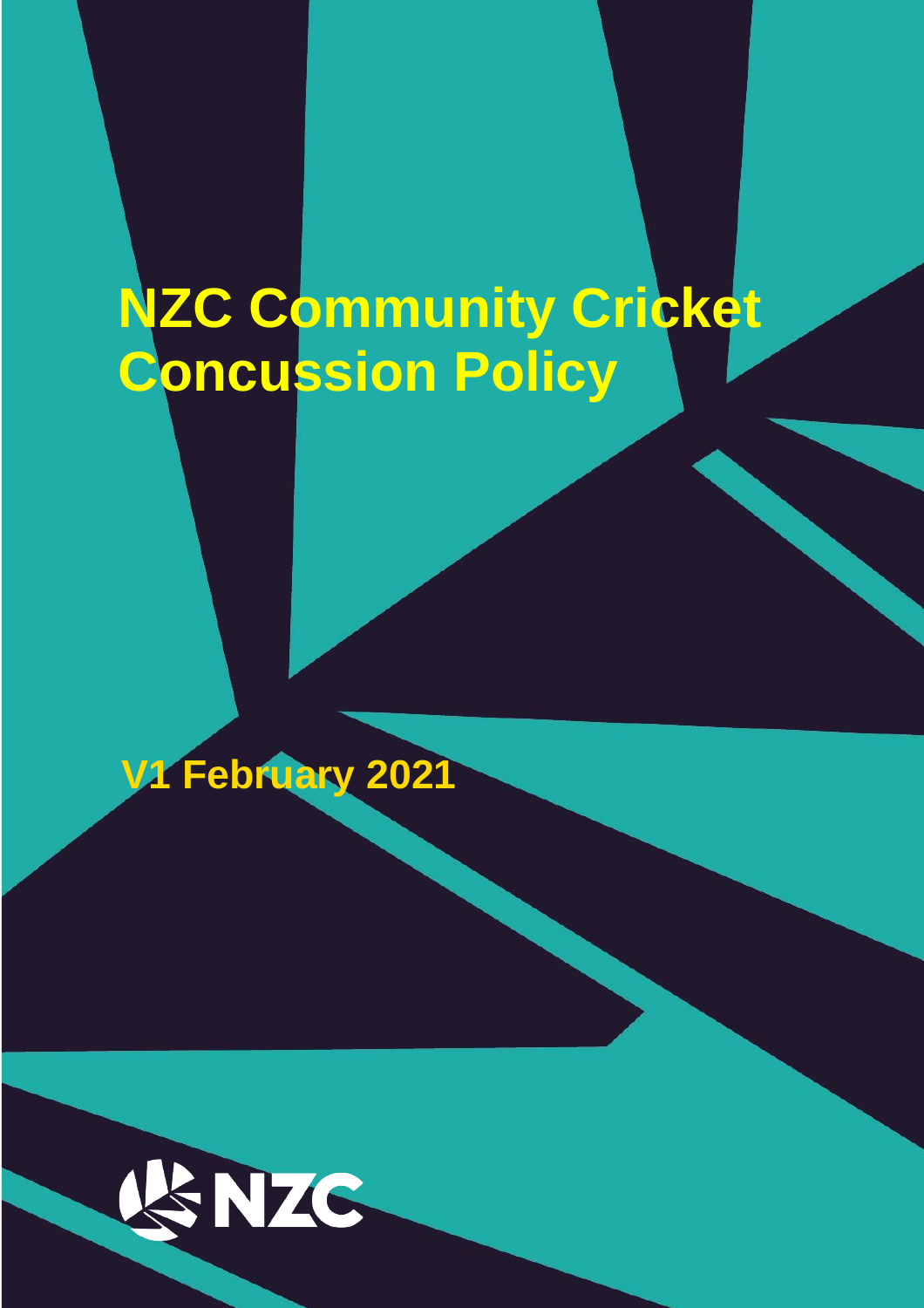# NZC Community Cricket Concussion Policy

V1 February 2021

NZC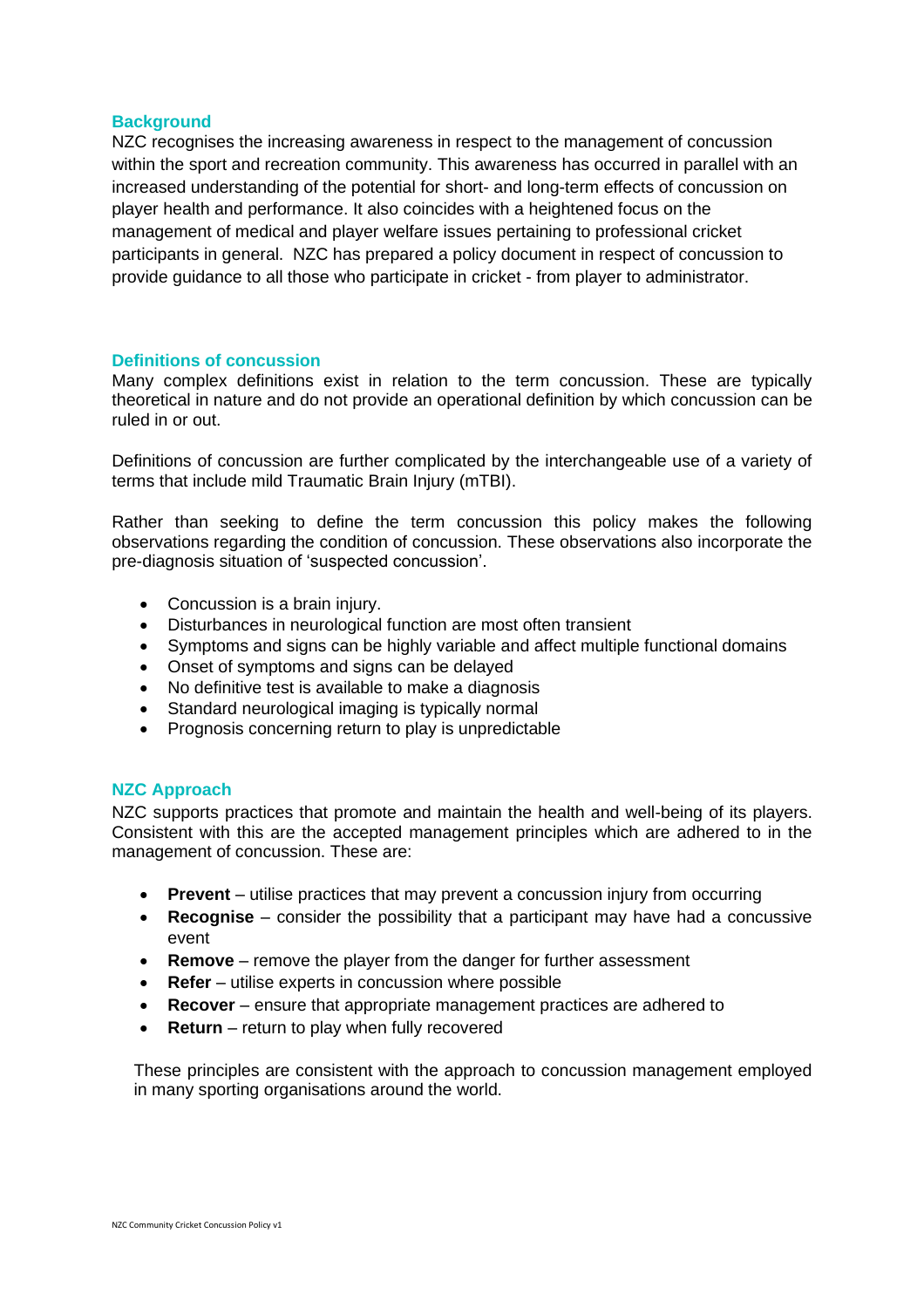## Background

NZC recognises the increasing awareness in respect to the management of concussion within the sport and recreation community. This awareness has occurred in parallel with an increased understanding of the potential for short- and long-term effects of concussion on player health and performance. It also coincides with a heightened focus on the management of medical and player welfare issues pertaining to professional cricket participants in general. NZC has prepared a policy document in respect of concussion to provide guidance to all those who participate in cricket - from player to administrator.

## Definitions of concussion

Many complex definitions exist in relation to the term concussion. These are typically theoretical in nature and do not provide an operational definition by which concussion can be ruled in or out.

Definitions of concussion are further complicated by the interchangeable use of a variety of terms that include mild Traumatic Brain Injury (mTBI).

Rather than seeking to define the term concussion this policy makes the following observations regarding the condition of concussion. These observations also incorporate the pre-diagnosis situation of 'suspected concussion'.

- Concussion is a brain injury.
- Disturbances in neurological function are most often transient
- Symptoms and signs can be highly variable and affect multiple functional domains
- Onset of symptoms and signs can be delayed
- No definitive test is available to make a diagnosis
- Standard neurological imaging is typically normal
- Prognosis concerning return to play is unpredictable

## NZC Approach

NZC supports practices that promote and maintain the health and well-being of its players. Consistent with this are the accepted management principles which are adhered to in the management of concussion. These are:

- **Prevent** – utilise practices that may prevent a concussion injury from occurring
- **Recognise** – consider the possibility that a participant may have had a concussive event
- **Remove** – remove the player from the danger for further assessment
- **Refer** – utilise experts in concussion where possible
- **Recover** – ensure that appropriate management practices are adhered to
- **Return** – return to play when fully recovered

These principles are consistent with the approach to concussion management employed in many sporting organisations around the world.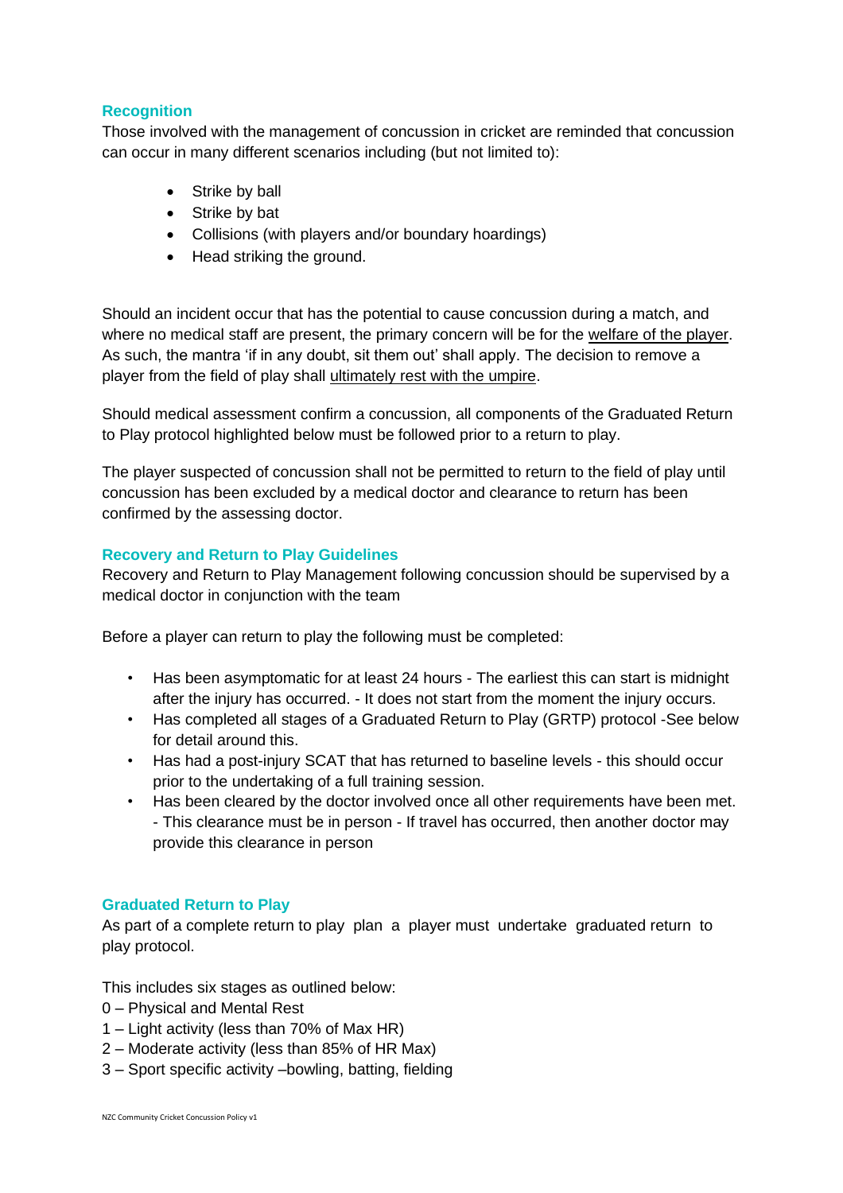## Recognition

Those involved with the management of concussion in cricket are reminded that concussion can occur in many different scenarios including (but not limited to):

- Strike by ball
- Strike by bat
- Collisions (with players and/or boundary hoardings)
- Head striking the ground.

Should an incident occur that has the potential to cause concussion during a match, and where no medical staff are present, the primary concern will be for the welfare of the player. As such, the mantra 'if in any doubt, sit them out' shall apply. The decision to remove a player from the field of play shall ultimately rest with the umpire.

Should medical assessment confirm a concussion, all components of the Graduated Return to Play protocol highlighted below must be followed prior to a return to play.

The player suspected of concussion shall not be permitted to return to the field of play until concussion has been excluded by a medical doctor and clearance to return has been confirmed by the assessing doctor.

## Recovery and Return to Play Guidelines

Recovery and Return to Play Management following concussion should be supervised by a medical doctor in conjunction with the team

Before a player can return to play the following must be completed:

- Has been asymptomatic for at least 24 hours - The earliest this can start is midnight after the injury has occurred. - It does not start from the moment the injury occurs.
- Has completed all stages of a Graduated Return to Play (GRTP) protocol -See below for detail around this.
- Has had a post-injury SCAT that has returned to baseline levels - this should occur prior to the undertaking of a full training session.
- Has been cleared by the doctor involved once all other requirements have been met. - This clearance must be in person - If travel has occurred, then another doctor may provide this clearance in person

## Graduated Return to Play

As part of a complete return to play plan a player must undertake graduated return to play protocol.

This includes six stages as outlined below:

0 – Physical and Mental Rest  
1 – Light activity (less than 70% of Max HR)  
2 – Moderate activity (less than 85% of HR Max)  
3 – Sport specific activity –bowling, batting, fielding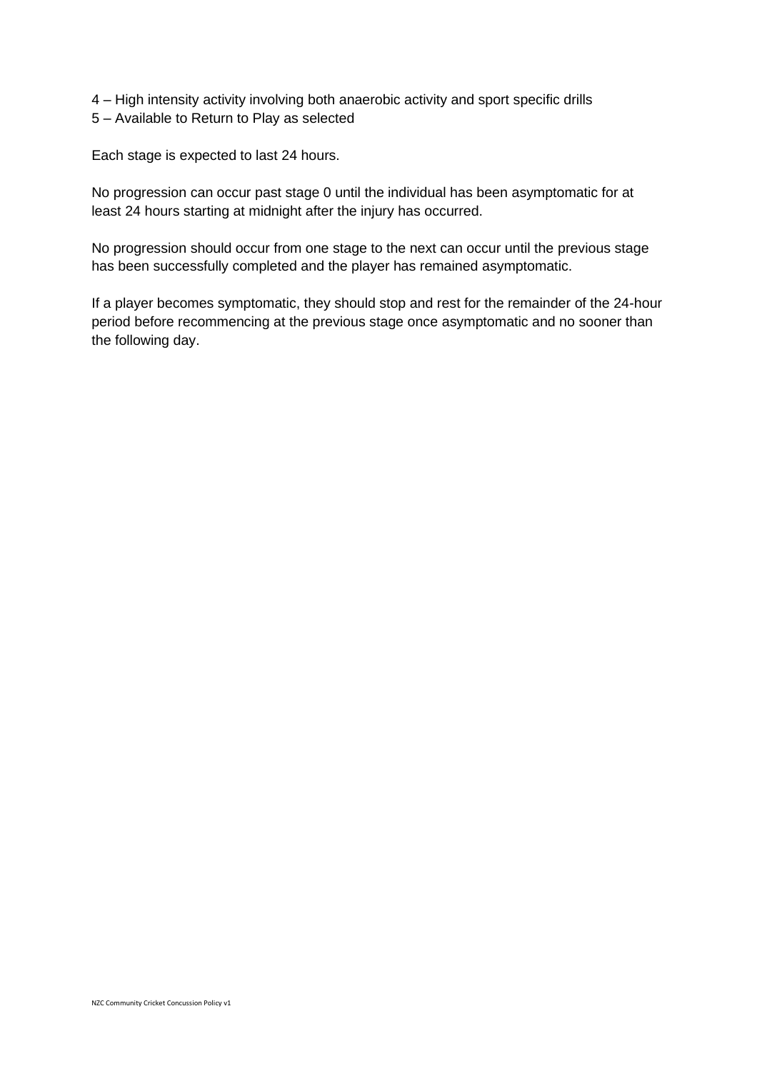4 – High intensity activity involving both anaerobic activity and sport specific drills
5 – Available to Return to Play as selected

Each stage is expected to last 24 hours.

No progression can occur past stage 0 until the individual has been asymptomatic for at least 24 hours starting at midnight after the injury has occurred.

No progression should occur from one stage to the next can occur until the previous stage has been successfully completed and the player has remained asymptomatic.

If a player becomes symptomatic, they should stop and rest for the remainder of the 24-hour period before recommencing at the previous stage once asymptomatic and no sooner than the following day.